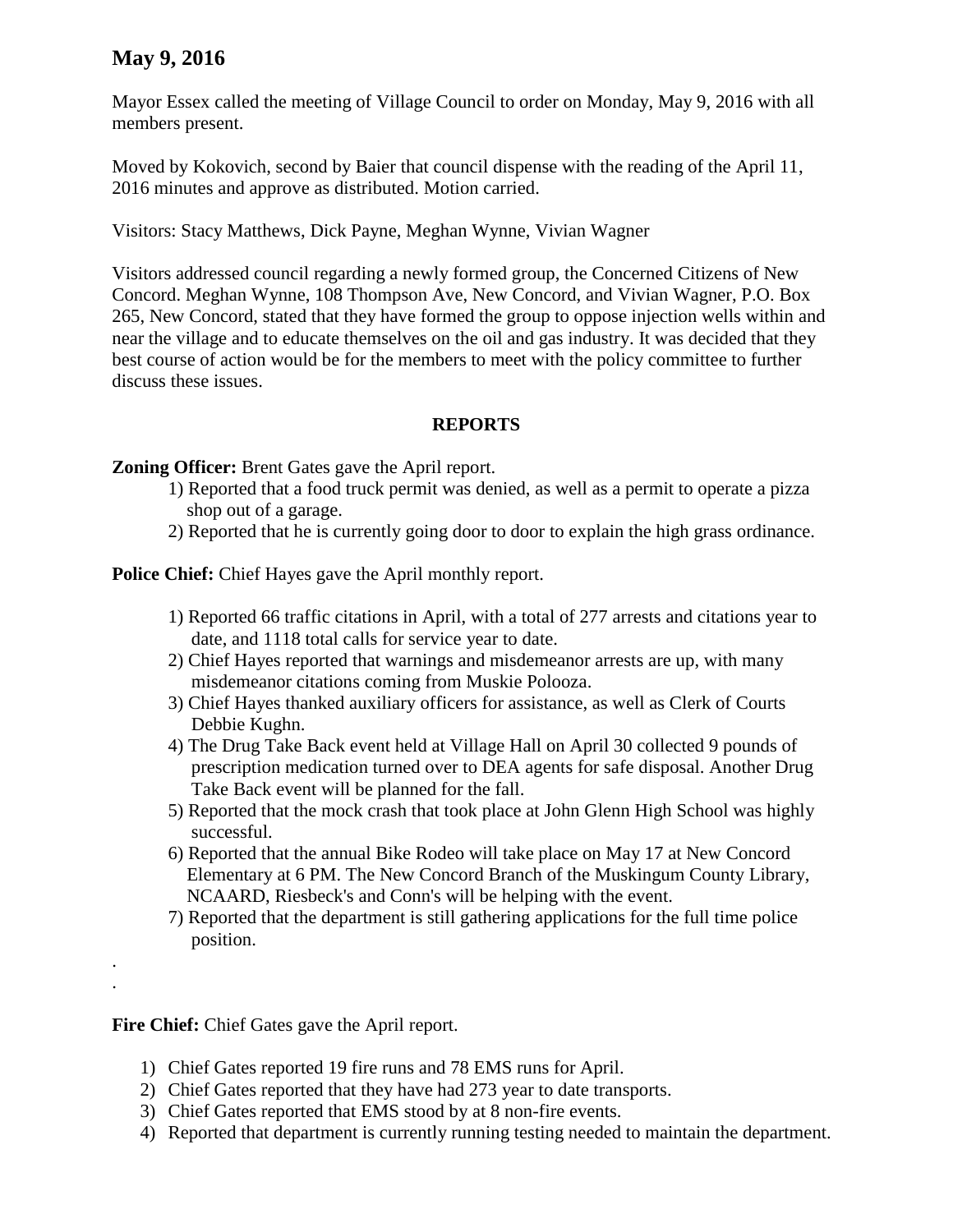# May 9, 2016

Mayor Essex called the meeting of Village Council to order on Monday, May 9, 2016 with all members present.

Moved by Kokovich, second by Baier that council dispense with the reading of the April 11, 2016 minutes and approve as distributed. Motion carried.

Visitors: Stacy Matthews, Dick Payne, Meghan Wynne, Vivian Wagner

Visitors addressed council regarding a newly formed group, the Concerned Citizens of New Concord. Meghan Wynne, 108 Thompson Ave, New Concord, and Vivian Wagner, P.O. Box 265, New Concord, stated that they have formed the group to oppose injection wells within and near the village and to educate themselves on the oil and gas industry. It was decided that they best course of action would be for the members to meet with the policy committee to further discuss these issues.

## REPORTS

**Zoning Officer:** Brent Gates gave the April report.

1) Reported that a food truck permit was denied, as well as a permit to operate a pizza shop out of a garage.
2) Reported that he is currently going door to door to explain the high grass ordinance.

**Police Chief:** Chief Hayes gave the April monthly report.

1) Reported 66 traffic citations in April, with a total of 277 arrests and citations year to date, and 1118 total calls for service year to date.
2) Chief Hayes reported that warnings and misdemeanor arrests are up, with many misdemeanor citations coming from Muskie Polooza.
3) Chief Hayes thanked auxiliary officers for assistance, as well as Clerk of Courts Debbie Kughn.
4) The Drug Take Back event held at Village Hall on April 30 collected 9 pounds of prescription medication turned over to DEA agents for safe disposal. Another Drug Take Back event will be planned for the fall.
5) Reported that the mock crash that took place at John Glenn High School was highly successful.
6) Reported that the annual Bike Rodeo will take place on May 17 at New Concord Elementary at 6 PM. The New Concord Branch of the Muskingum County Library, NCAARD, Riesbeck's and Conn's will be helping with the event.
7) Reported that the department is still gathering applications for the full time police position.

.
.

**Fire Chief:** Chief Gates gave the April report.

1) Chief Gates reported 19 fire runs and 78 EMS runs for April.
2) Chief Gates reported that they have had 273 year to date transports.
3) Chief Gates reported that EMS stood by at 8 non-fire events.
4) Reported that department is currently running testing needed to maintain the department.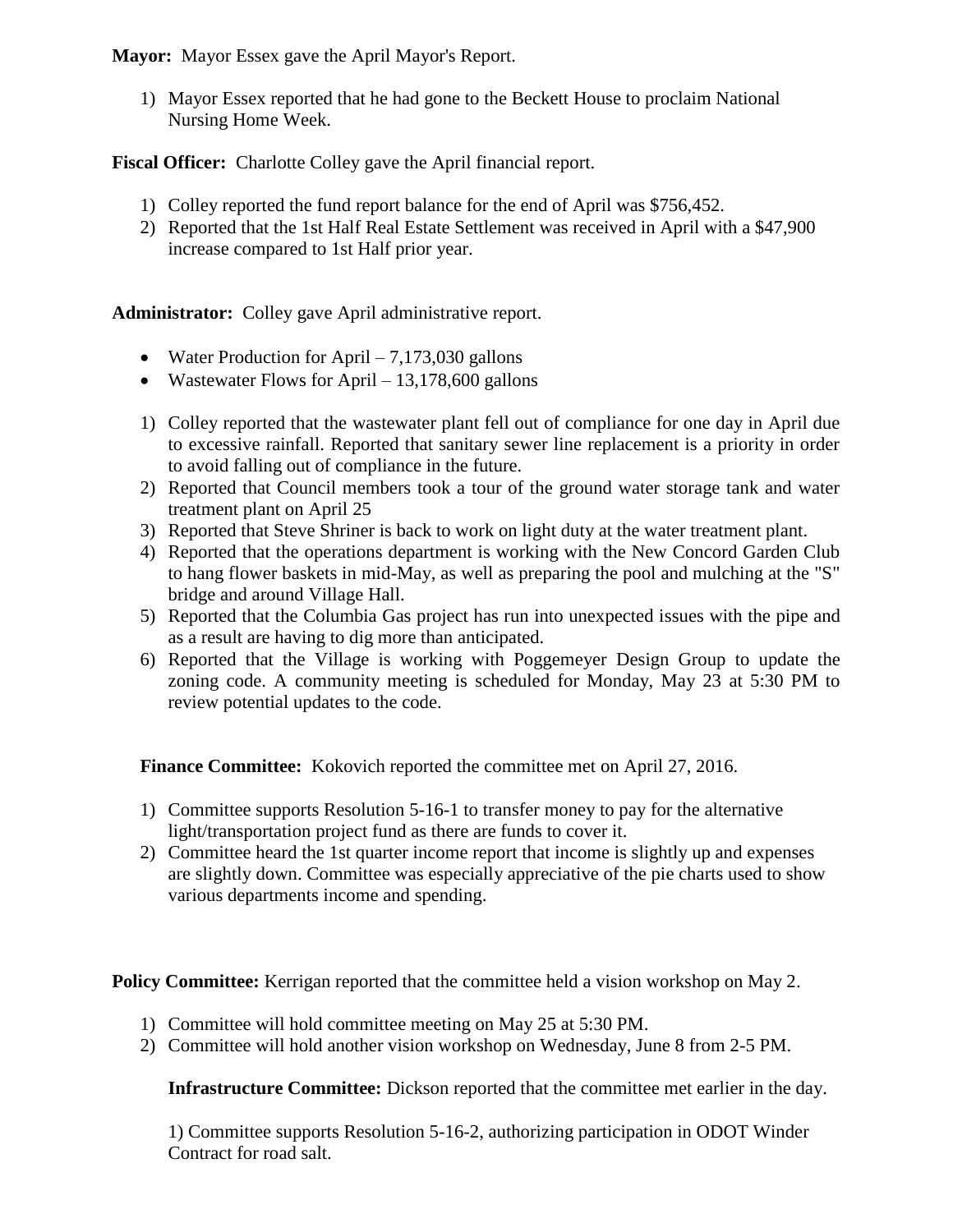**Mayor:** Mayor Essex gave the April Mayor's Report.

1) Mayor Essex reported that he had gone to the Beckett House to proclaim National Nursing Home Week.

**Fiscal Officer:** Charlotte Colley gave the April financial report.

1) Colley reported the fund report balance for the end of April was $756,452.
2) Reported that the 1st Half Real Estate Settlement was received in April with a $47,900 increase compared to 1st Half prior year.

**Administrator:** Colley gave April administrative report.

- Water Production for April – 7,173,030 gallons
- Wastewater Flows for April – 13,178,600 gallons

1) Colley reported that the wastewater plant fell out of compliance for one day in April due to excessive rainfall. Reported that sanitary sewer line replacement is a priority in order to avoid falling out of compliance in the future.
2) Reported that Council members took a tour of the ground water storage tank and water treatment plant on April 25
3) Reported that Steve Shriner is back to work on light duty at the water treatment plant.
4) Reported that the operations department is working with the New Concord Garden Club to hang flower baskets in mid-May, as well as preparing the pool and mulching at the "S" bridge and around Village Hall.
5) Reported that the Columbia Gas project has run into unexpected issues with the pipe and as a result are having to dig more than anticipated.
6) Reported that the Village is working with Poggemeyer Design Group to update the zoning code. A community meeting is scheduled for Monday, May 23 at 5:30 PM to review potential updates to the code.

**Finance Committee:** Kokovich reported the committee met on April 27, 2016.

1) Committee supports Resolution 5-16-1 to transfer money to pay for the alternative light/transportation project fund as there are funds to cover it.
2) Committee heard the 1st quarter income report that income is slightly up and expenses are slightly down. Committee was especially appreciative of the pie charts used to show various departments income and spending.

**Policy Committee:** Kerrigan reported that the committee held a vision workshop on May 2.

1) Committee will hold committee meeting on May 25 at 5:30 PM.
2) Committee will hold another vision workshop on Wednesday, June 8 from 2-5 PM.

**Infrastructure Committee:** Dickson reported that the committee met earlier in the day.

1) Committee supports Resolution 5-16-2, authorizing participation in ODOT Winder Contract for road salt.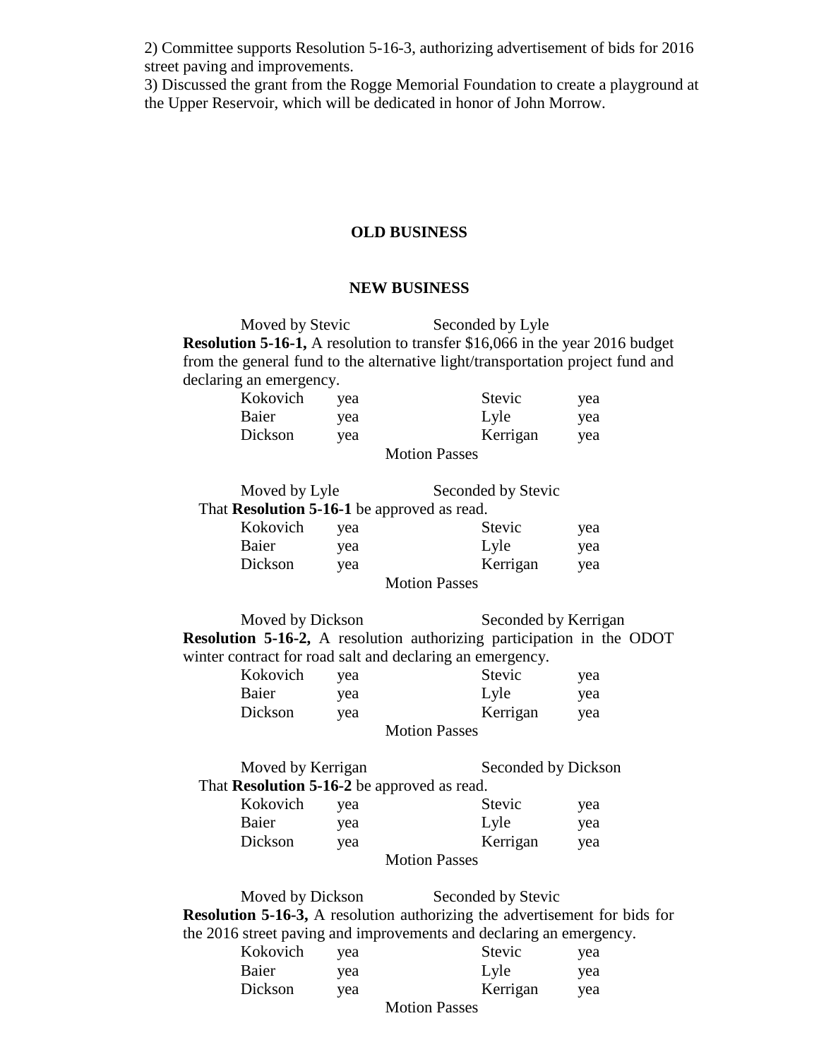2) Committee supports Resolution 5-16-3, authorizing advertisement of bids for 2016 street paving and improvements.
3) Discussed the grant from the Rogge Memorial Foundation to create a playground at the Upper Reservoir, which will be dedicated in honor of John Morrow.

## OLD BUSINESS

## NEW BUSINESS

Moved by Stevic Seconded by Lyle

**Resolution 5-16-1,** A resolution to transfer $16,066 in the year 2016 budget from the general fund to the alternative light/transportation project fund and declaring an emergency.

| | | | |
|---|---|---|---|
| Kokovich | yea | Stevic | yea |
| Baier | yea | Lyle | yea |
| Dickson | yea | Kerrigan | yea |

Motion Passes

Moved by Lyle Seconded by Stevic

That **Resolution 5-16-1** be approved as read.

| | | | |
|---|---|---|---|
| Kokovich | yea | Stevic | yea |
| Baier | yea | Lyle | yea |
| Dickson | yea | Kerrigan | yea |

Motion Passes

Moved by Dickson Seconded by Kerrigan

**Resolution 5-16-2,** A resolution authorizing participation in the ODOT winter contract for road salt and declaring an emergency.

| | | | |
|---|---|---|---|
| Kokovich | yea | Stevic | yea |
| Baier | yea | Lyle | yea |
| Dickson | yea | Kerrigan | yea |

Motion Passes

Moved by Kerrigan Seconded by Dickson

That **Resolution 5-16-2** be approved as read.

| | | | |
|---|---|---|---|
| Kokovich | yea | Stevic | yea |
| Baier | yea | Lyle | yea |
| Dickson | yea | Kerrigan | yea |

Motion Passes

Moved by Dickson Seconded by Stevic

**Resolution 5-16-3,** A resolution authorizing the advertisement for bids for the 2016 street paving and improvements and declaring an emergency.

| | | | |
|---|---|---|---|
| Kokovich | yea | Stevic | yea |
| Baier | yea | Lyle | yea |
| Dickson | yea | Kerrigan | yea |

Motion Passes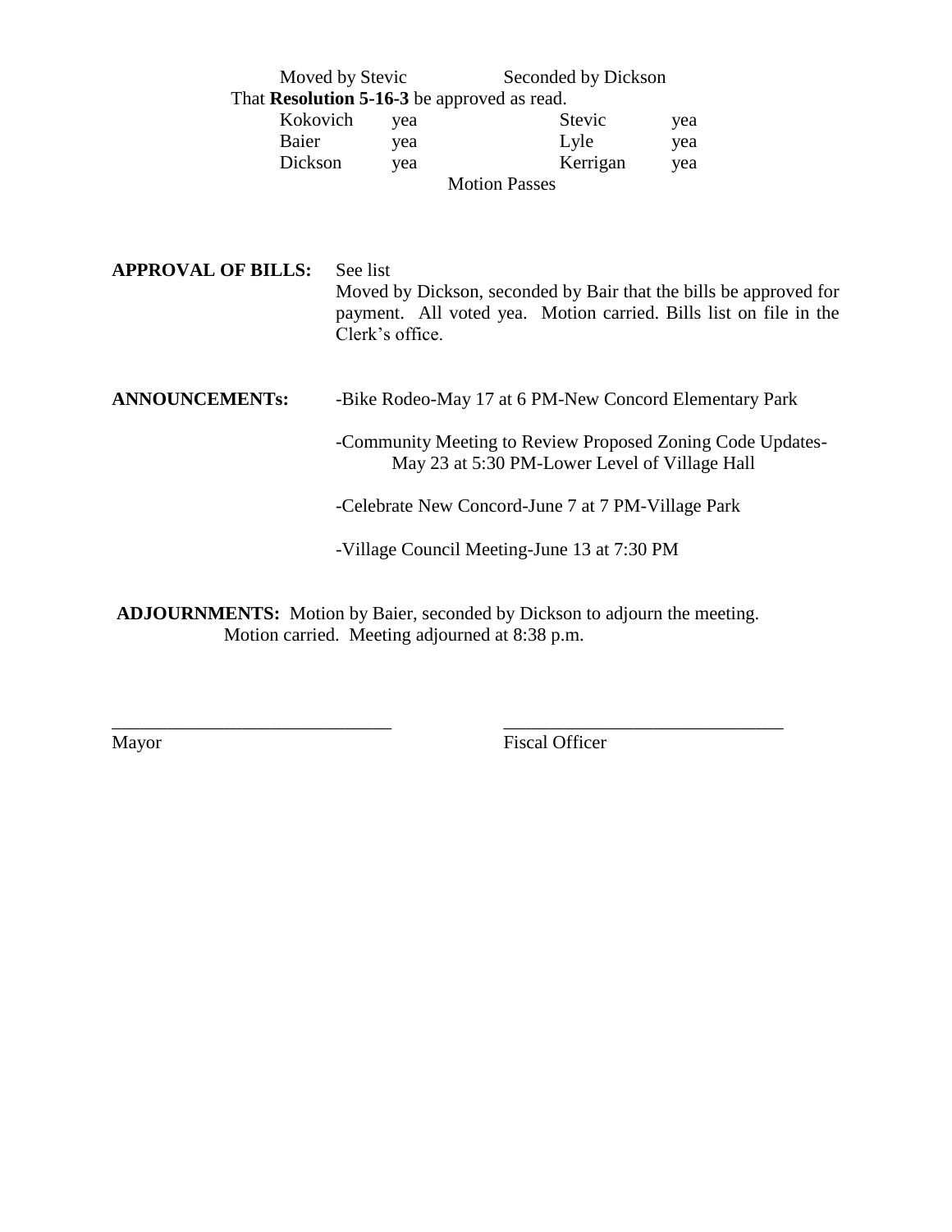Moved by Stevic Seconded by Dickson

That **Resolution 5-16-3** be approved as read.

| | | | |
|---|---|---|---|
| Kokovich | yea | Stevic | yea |
| Baier | yea | Lyle | yea |
| Dickson | yea | Kerrigan | yea |

Motion Passes

**APPROVAL OF BILLS:** See list
Moved by Dickson, seconded by Bair that the bills be approved for payment. All voted yea. Motion carried. Bills list on file in the Clerk's office.

**ANNOUNCEMENTs:**

-Bike Rodeo-May 17 at 6 PM-New Concord Elementary Park

-Community Meeting to Review Proposed Zoning Code Updates-May 23 at 5:30 PM-Lower Level of Village Hall

-Celebrate New Concord-June 7 at 7 PM-Village Park

-Village Council Meeting-June 13 at 7:30 PM

**ADJOURNMENTS:** Motion by Baier, seconded by Dickson to adjourn the meeting. Motion carried. Meeting adjourned at 8:38 p.m.

______________________________ ______________________________

Mayor Fiscal Officer